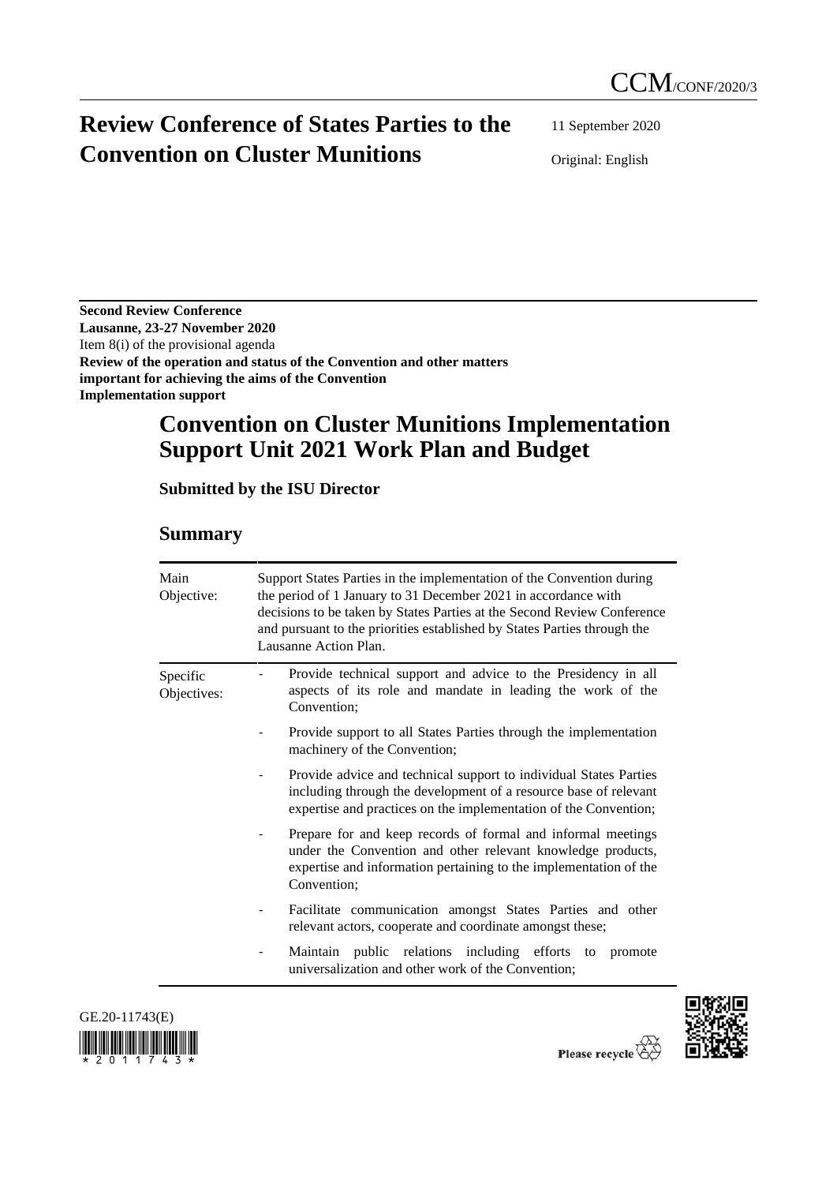CCM/CONF/2020/3

# Review Conference of States Parties to the Convention on Cluster Munitions

11 September 2020

Original: English

**Second Review Conference**
**Lausanne, 23-27 November 2020**
Item 8(i) of the provisional agenda
**Review of the operation and status of the Convention and other matters important for achieving the aims of the Convention**
**Implementation support**

# Convention on Cluster Munitions Implementation Support Unit 2021 Work Plan and Budget

### Submitted by the ISU Director

## Summary

| | |
|---|---|
| Main Objective: | Support States Parties in the implementation of the Convention during the period of 1 January to 31 December 2021 in accordance with decisions to be taken by States Parties at the Second Review Conference and pursuant to the priorities established by States Parties through the Lausanne Action Plan. |
| Specific Objectives: | - Provide technical support and advice to the Presidency in all aspects of its role and mandate in leading the work of the Convention;<br>- Provide support to all States Parties through the implementation machinery of the Convention;<br>- Provide advice and technical support to individual States Parties including through the development of a resource base of relevant expertise and practices on the implementation of the Convention;<br>- Prepare for and keep records of formal and informal meetings under the Convention and other relevant knowledge products, expertise and information pertaining to the implementation of the Convention;<br>- Facilitate communication amongst States Parties and other relevant actors, cooperate and coordinate amongst these;<br>- Maintain public relations including efforts to promote universalization and other work of the Convention; |

GE.20-11743(E)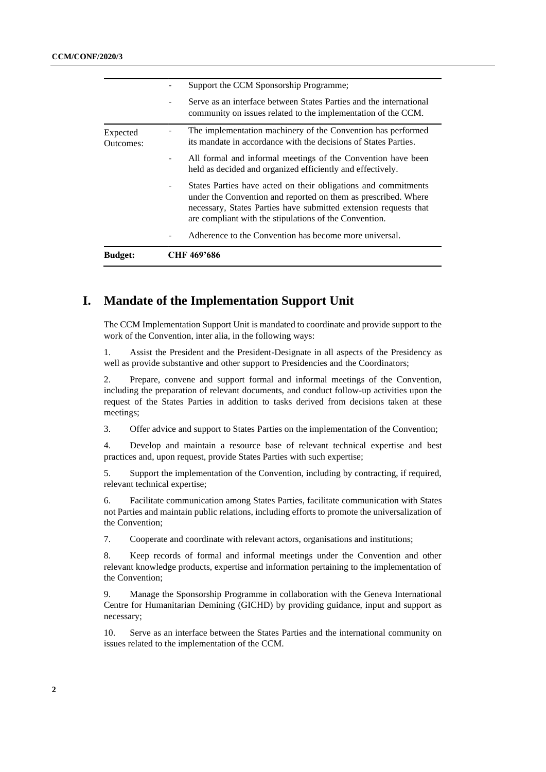| | |
|---|---|
| | - Support the CCM Sponsorship Programme;<br>- Serve as an interface between States Parties and the international community on issues related to the implementation of the CCM. |
| Expected Outcomes: | - The implementation machinery of the Convention has performed its mandate in accordance with the decisions of States Parties.<br>- All formal and informal meetings of the Convention have been held as decided and organized efficiently and effectively.<br>- States Parties have acted on their obligations and commitments under the Convention and reported on them as prescribed. Where necessary, States Parties have submitted extension requests that are compliant with the stipulations of the Convention.<br>- Adherence to the Convention has become more universal. |
| **Budget:** | **CHF 469'686** |

# I. Mandate of the Implementation Support Unit

The CCM Implementation Support Unit is mandated to coordinate and provide support to the work of the Convention, inter alia, in the following ways:

1. Assist the President and the President-Designate in all aspects of the Presidency as well as provide substantive and other support to Presidencies and the Coordinators;

2. Prepare, convene and support formal and informal meetings of the Convention, including the preparation of relevant documents, and conduct follow-up activities upon the request of the States Parties in addition to tasks derived from decisions taken at these meetings;

3. Offer advice and support to States Parties on the implementation of the Convention;

4. Develop and maintain a resource base of relevant technical expertise and best practices and, upon request, provide States Parties with such expertise;

5. Support the implementation of the Convention, including by contracting, if required, relevant technical expertise;

6. Facilitate communication among States Parties, facilitate communication with States not Parties and maintain public relations, including efforts to promote the universalization of the Convention;

7. Cooperate and coordinate with relevant actors, organisations and institutions;

8. Keep records of formal and informal meetings under the Convention and other relevant knowledge products, expertise and information pertaining to the implementation of the Convention;

9. Manage the Sponsorship Programme in collaboration with the Geneva International Centre for Humanitarian Demining (GICHD) by providing guidance, input and support as necessary;

10. Serve as an interface between the States Parties and the international community on issues related to the implementation of the CCM.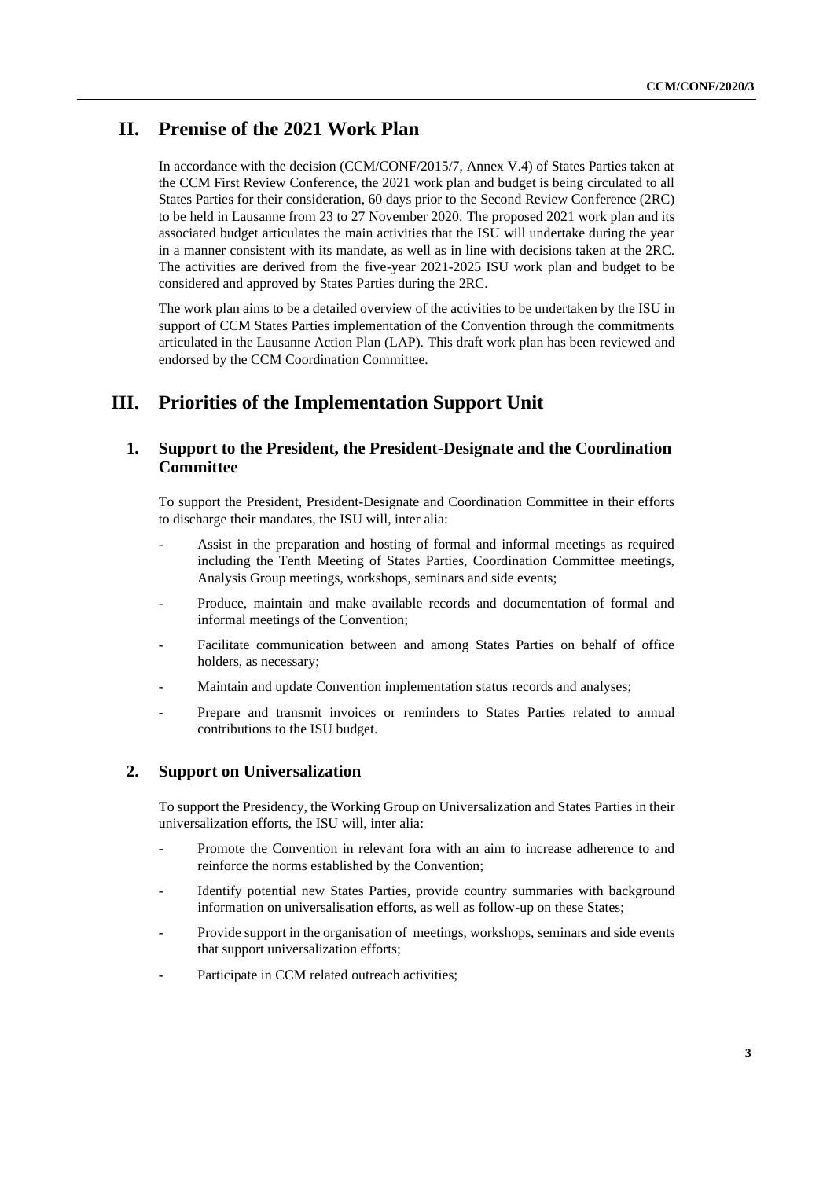## II. Premise of the 2021 Work Plan

In accordance with the decision (CCM/CONF/2015/7, Annex V.4) of States Parties taken at the CCM First Review Conference, the 2021 work plan and budget is being circulated to all States Parties for their consideration, 60 days prior to the Second Review Conference (2RC) to be held in Lausanne from 23 to 27 November 2020. The proposed 2021 work plan and its associated budget articulates the main activities that the ISU will undertake during the year in a manner consistent with its mandate, as well as in line with decisions taken at the 2RC. The activities are derived from the five-year 2021-2025 ISU work plan and budget to be considered and approved by States Parties during the 2RC.

The work plan aims to be a detailed overview of the activities to be undertaken by the ISU in support of CCM States Parties implementation of the Convention through the commitments articulated in the Lausanne Action Plan (LAP). This draft work plan has been reviewed and endorsed by the CCM Coordination Committee.

## III. Priorities of the Implementation Support Unit

### 1. Support to the President, the President-Designate and the Coordination Committee

To support the President, President-Designate and Coordination Committee in their efforts to discharge their mandates, the ISU will, inter alia:

- Assist in the preparation and hosting of formal and informal meetings as required including the Tenth Meeting of States Parties, Coordination Committee meetings, Analysis Group meetings, workshops, seminars and side events;
- Produce, maintain and make available records and documentation of formal and informal meetings of the Convention;
- Facilitate communication between and among States Parties on behalf of office holders, as necessary;
- Maintain and update Convention implementation status records and analyses;
- Prepare and transmit invoices or reminders to States Parties related to annual contributions to the ISU budget.

### 2. Support on Universalization

To support the Presidency, the Working Group on Universalization and States Parties in their universalization efforts, the ISU will, inter alia:

- Promote the Convention in relevant fora with an aim to increase adherence to and reinforce the norms established by the Convention;
- Identify potential new States Parties, provide country summaries with background information on universalisation efforts, as well as follow-up on these States;
- Provide support in the organisation of meetings, workshops, seminars and side events that support universalization efforts;
- Participate in CCM related outreach activities;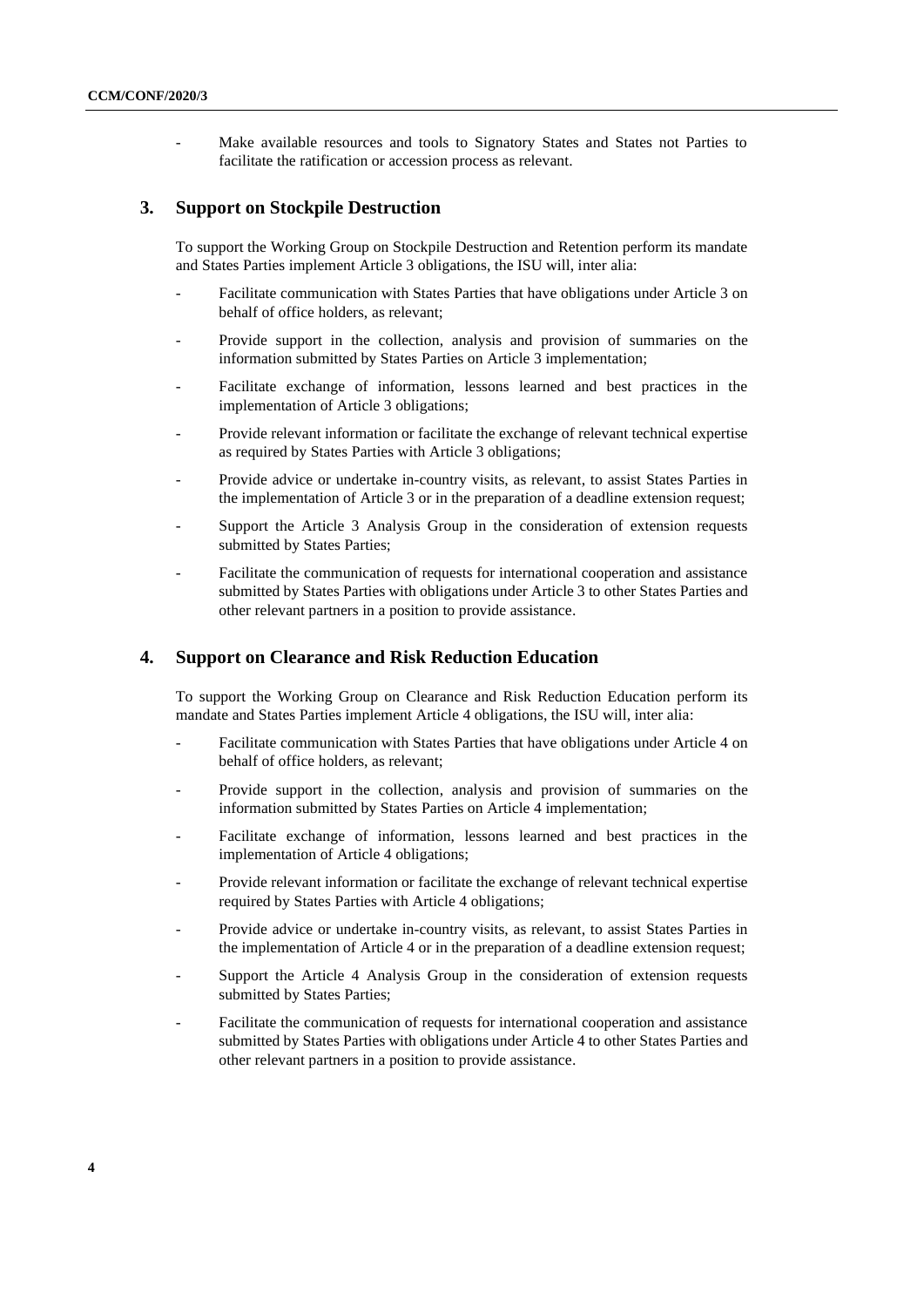- Make available resources and tools to Signatory States and States not Parties to facilitate the ratification or accession process as relevant.

## 3. Support on Stockpile Destruction

To support the Working Group on Stockpile Destruction and Retention perform its mandate and States Parties implement Article 3 obligations, the ISU will, inter alia:

- Facilitate communication with States Parties that have obligations under Article 3 on behalf of office holders, as relevant;
- Provide support in the collection, analysis and provision of summaries on the information submitted by States Parties on Article 3 implementation;
- Facilitate exchange of information, lessons learned and best practices in the implementation of Article 3 obligations;
- Provide relevant information or facilitate the exchange of relevant technical expertise as required by States Parties with Article 3 obligations;
- Provide advice or undertake in-country visits, as relevant, to assist States Parties in the implementation of Article 3 or in the preparation of a deadline extension request;
- Support the Article 3 Analysis Group in the consideration of extension requests submitted by States Parties;
- Facilitate the communication of requests for international cooperation and assistance submitted by States Parties with obligations under Article 3 to other States Parties and other relevant partners in a position to provide assistance.

## 4. Support on Clearance and Risk Reduction Education

To support the Working Group on Clearance and Risk Reduction Education perform its mandate and States Parties implement Article 4 obligations, the ISU will, inter alia:

- Facilitate communication with States Parties that have obligations under Article 4 on behalf of office holders, as relevant;
- Provide support in the collection, analysis and provision of summaries on the information submitted by States Parties on Article 4 implementation;
- Facilitate exchange of information, lessons learned and best practices in the implementation of Article 4 obligations;
- Provide relevant information or facilitate the exchange of relevant technical expertise required by States Parties with Article 4 obligations;
- Provide advice or undertake in-country visits, as relevant, to assist States Parties in the implementation of Article 4 or in the preparation of a deadline extension request;
- Support the Article 4 Analysis Group in the consideration of extension requests submitted by States Parties;
- Facilitate the communication of requests for international cooperation and assistance submitted by States Parties with obligations under Article 4 to other States Parties and other relevant partners in a position to provide assistance.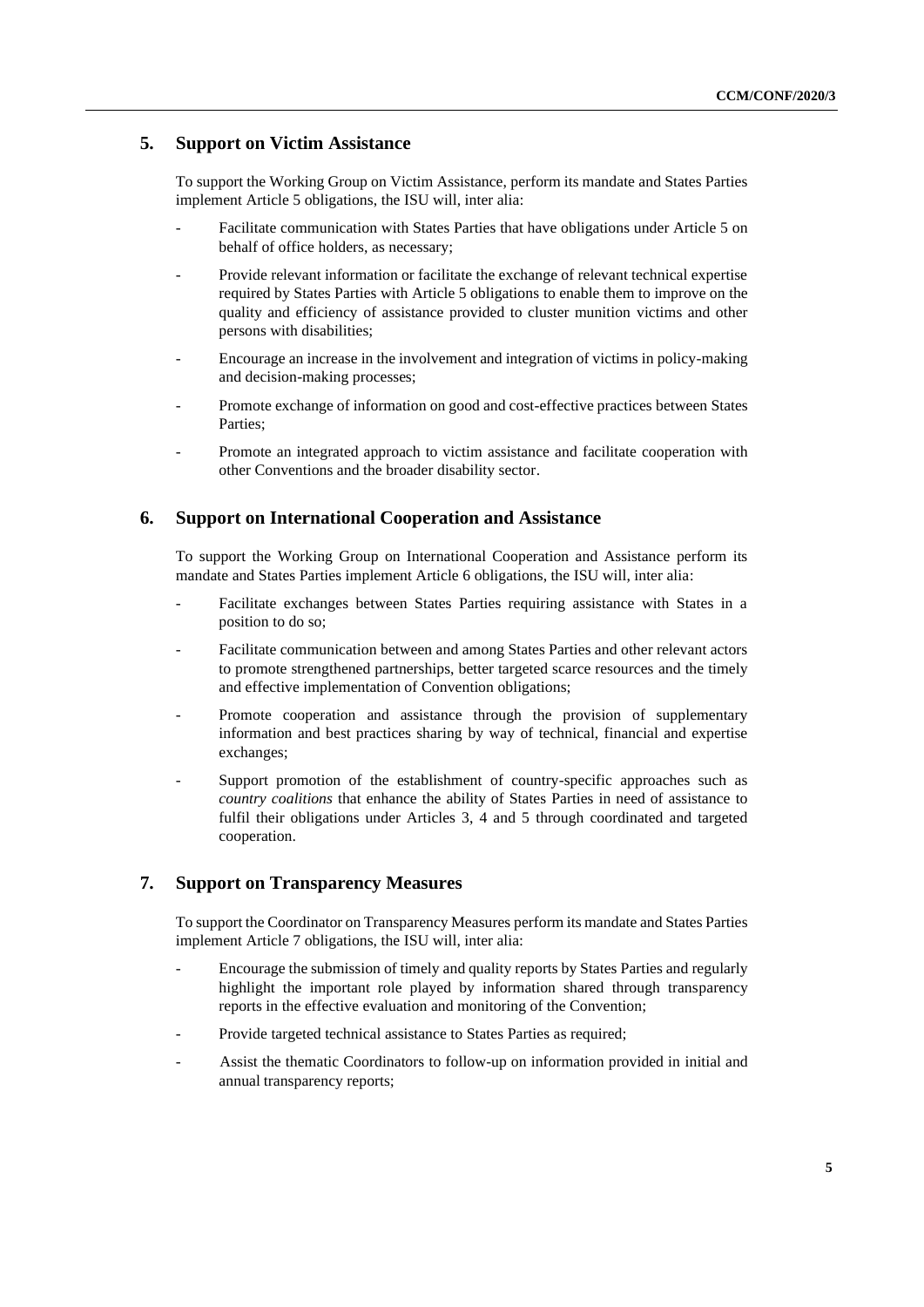## 5. Support on Victim Assistance

To support the Working Group on Victim Assistance, perform its mandate and States Parties implement Article 5 obligations, the ISU will, inter alia:

- Facilitate communication with States Parties that have obligations under Article 5 on behalf of office holders, as necessary;
- Provide relevant information or facilitate the exchange of relevant technical expertise required by States Parties with Article 5 obligations to enable them to improve on the quality and efficiency of assistance provided to cluster munition victims and other persons with disabilities;
- Encourage an increase in the involvement and integration of victims in policy-making and decision-making processes;
- Promote exchange of information on good and cost-effective practices between States Parties;
- Promote an integrated approach to victim assistance and facilitate cooperation with other Conventions and the broader disability sector.

## 6. Support on International Cooperation and Assistance

To support the Working Group on International Cooperation and Assistance perform its mandate and States Parties implement Article 6 obligations, the ISU will, inter alia:

- Facilitate exchanges between States Parties requiring assistance with States in a position to do so;
- Facilitate communication between and among States Parties and other relevant actors to promote strengthened partnerships, better targeted scarce resources and the timely and effective implementation of Convention obligations;
- Promote cooperation and assistance through the provision of supplementary information and best practices sharing by way of technical, financial and expertise exchanges;
- Support promotion of the establishment of country-specific approaches such as *country coalitions* that enhance the ability of States Parties in need of assistance to fulfil their obligations under Articles 3, 4 and 5 through coordinated and targeted cooperation.

## 7. Support on Transparency Measures

To support the Coordinator on Transparency Measures perform its mandate and States Parties implement Article 7 obligations, the ISU will, inter alia:

- Encourage the submission of timely and quality reports by States Parties and regularly highlight the important role played by information shared through transparency reports in the effective evaluation and monitoring of the Convention;
- Provide targeted technical assistance to States Parties as required;
- Assist the thematic Coordinators to follow-up on information provided in initial and annual transparency reports;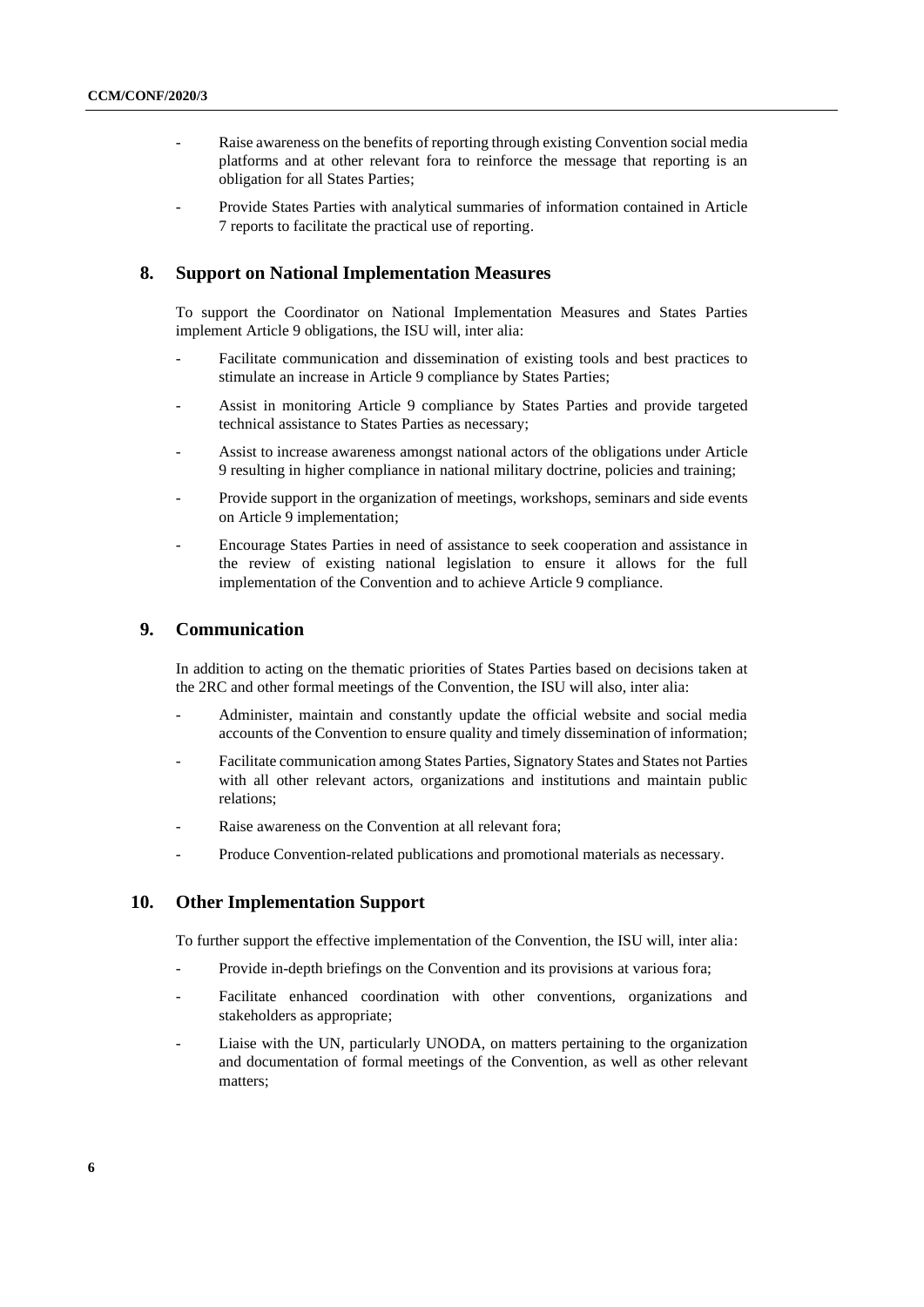- Raise awareness on the benefits of reporting through existing Convention social media platforms and at other relevant fora to reinforce the message that reporting is an obligation for all States Parties;
- Provide States Parties with analytical summaries of information contained in Article 7 reports to facilitate the practical use of reporting.

## 8. Support on National Implementation Measures

To support the Coordinator on National Implementation Measures and States Parties implement Article 9 obligations, the ISU will, inter alia:

- Facilitate communication and dissemination of existing tools and best practices to stimulate an increase in Article 9 compliance by States Parties;
- Assist in monitoring Article 9 compliance by States Parties and provide targeted technical assistance to States Parties as necessary;
- Assist to increase awareness amongst national actors of the obligations under Article 9 resulting in higher compliance in national military doctrine, policies and training;
- Provide support in the organization of meetings, workshops, seminars and side events on Article 9 implementation;
- Encourage States Parties in need of assistance to seek cooperation and assistance in the review of existing national legislation to ensure it allows for the full implementation of the Convention and to achieve Article 9 compliance.

## 9. Communication

In addition to acting on the thematic priorities of States Parties based on decisions taken at the 2RC and other formal meetings of the Convention, the ISU will also, inter alia:

- Administer, maintain and constantly update the official website and social media accounts of the Convention to ensure quality and timely dissemination of information;
- Facilitate communication among States Parties, Signatory States and States not Parties with all other relevant actors, organizations and institutions and maintain public relations;
- Raise awareness on the Convention at all relevant fora;
- Produce Convention-related publications and promotional materials as necessary.

## 10. Other Implementation Support

To further support the effective implementation of the Convention, the ISU will, inter alia:

- Provide in-depth briefings on the Convention and its provisions at various fora;
- Facilitate enhanced coordination with other conventions, organizations and stakeholders as appropriate;
- Liaise with the UN, particularly UNODA, on matters pertaining to the organization and documentation of formal meetings of the Convention, as well as other relevant matters;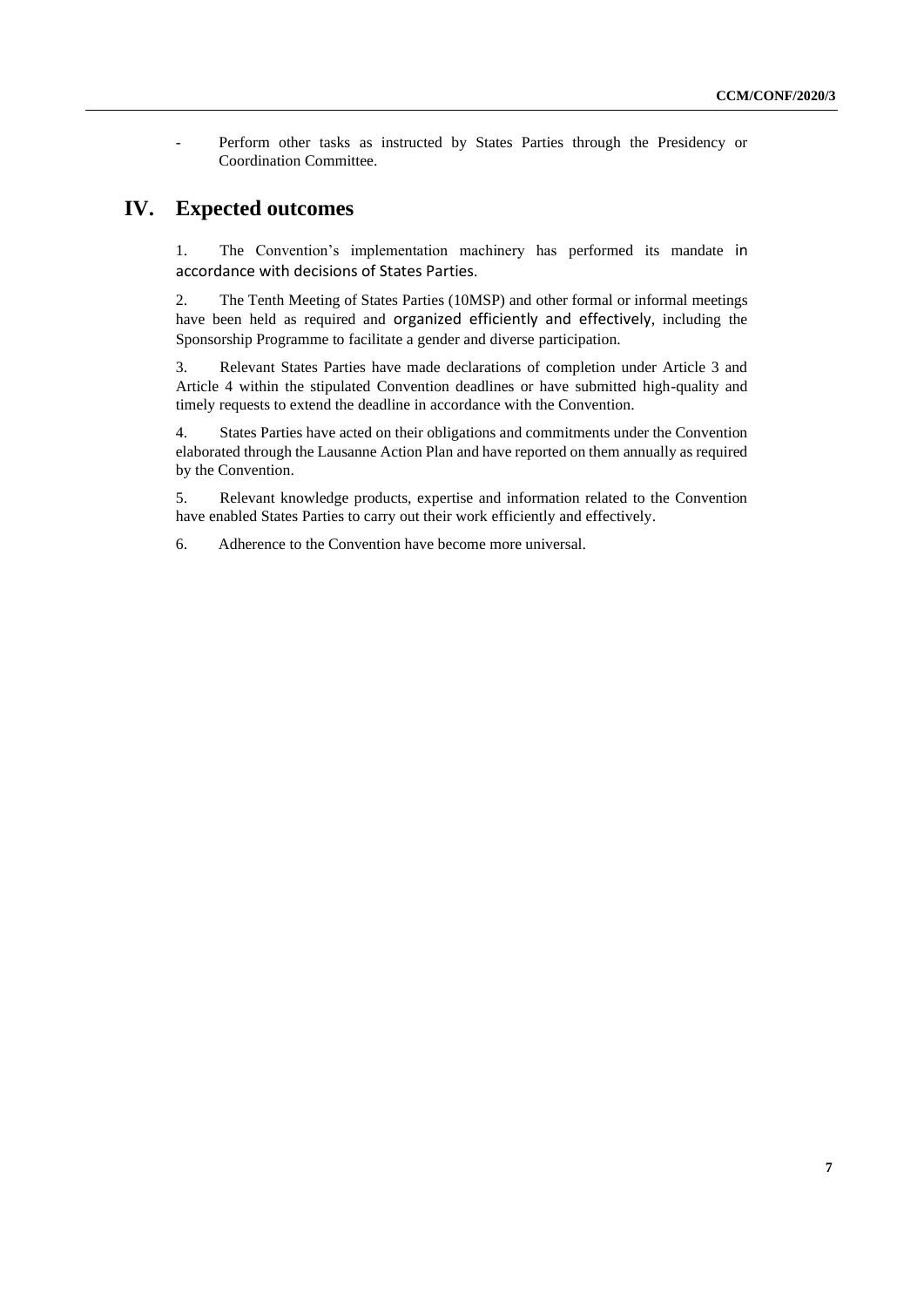- Perform other tasks as instructed by States Parties through the Presidency or Coordination Committee.

## IV. Expected outcomes

1. The Convention's implementation machinery has performed its mandate in accordance with decisions of States Parties.

2. The Tenth Meeting of States Parties (10MSP) and other formal or informal meetings have been held as required and organized efficiently and effectively, including the Sponsorship Programme to facilitate a gender and diverse participation.

3. Relevant States Parties have made declarations of completion under Article 3 and Article 4 within the stipulated Convention deadlines or have submitted high-quality and timely requests to extend the deadline in accordance with the Convention.

4. States Parties have acted on their obligations and commitments under the Convention elaborated through the Lausanne Action Plan and have reported on them annually as required by the Convention.

5. Relevant knowledge products, expertise and information related to the Convention have enabled States Parties to carry out their work efficiently and effectively.

6. Adherence to the Convention have become more universal.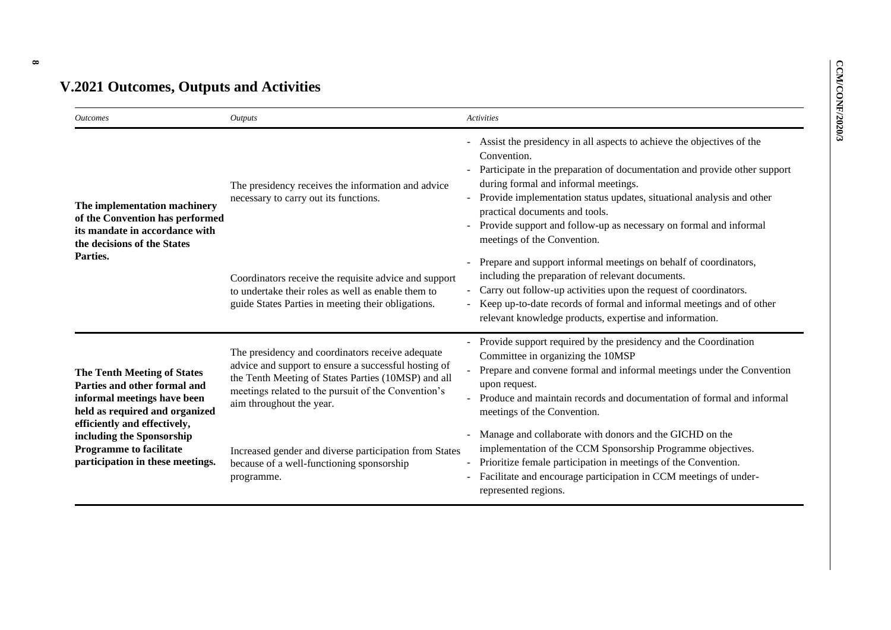## V.2021 Outcomes, Outputs and Activities

| *Outcomes* | *Outputs* | *Activities* |
|---|---|---|
| **The implementation machinery of the Convention has performed its mandate in accordance with the decisions of the States Parties.** | The presidency receives the information and advice necessary to carry out its functions. | - Assist the presidency in all aspects to achieve the objectives of the Convention.<br>- Participate in the preparation of documentation and provide other support during formal and informal meetings.<br>- Provide implementation status updates, situational analysis and other practical documents and tools.<br>- Provide support and follow-up as necessary on formal and informal meetings of the Convention. |
| | Coordinators receive the requisite advice and support to undertake their roles as well as enable them to guide States Parties in meeting their obligations. | - Prepare and support informal meetings on behalf of coordinators, including the preparation of relevant documents.<br>- Carry out follow-up activities upon the request of coordinators.<br>- Keep up-to-date records of formal and informal meetings and of other relevant knowledge products, expertise and information. |
| **The Tenth Meeting of States Parties and other formal and informal meetings have been held as required and organized efficiently and effectively, including the Sponsorship Programme to facilitate participation in these meetings.** | The presidency and coordinators receive adequate advice and support to ensure a successful hosting of the Tenth Meeting of States Parties (10MSP) and all meetings related to the pursuit of the Convention's aim throughout the year. | - Provide support required by the presidency and the Coordination Committee in organizing the 10MSP<br>- Prepare and convene formal and informal meetings under the Convention upon request.<br>- Produce and maintain records and documentation of formal and informal meetings of the Convention. |
| | Increased gender and diverse participation from States because of a well-functioning sponsorship programme. | - Manage and collaborate with donors and the GICHD on the implementation of the CCM Sponsorship Programme objectives.<br>- Prioritize female participation in meetings of the Convention.<br>- Facilitate and encourage participation in CCM meetings of under-represented regions. |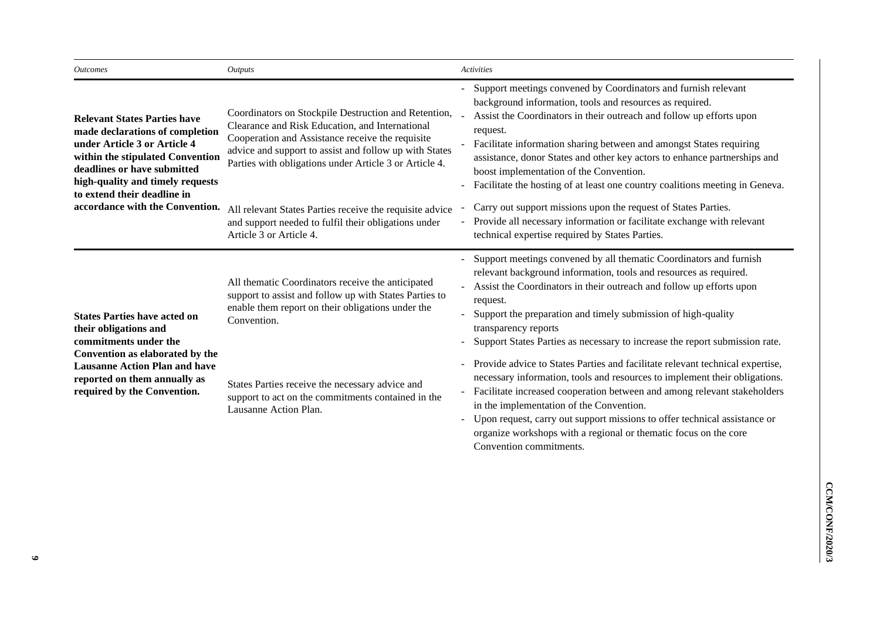| *Outcomes* | *Outputs* | *Activities* |
|---|---|---|
| **Relevant States Parties have made declarations of completion under Article 3 or Article 4 within the stipulated Convention deadlines or have submitted high-quality and timely requests to extend their deadline in accordance with the Convention.** | Coordinators on Stockpile Destruction and Retention, Clearance and Risk Education, and International Cooperation and Assistance receive the requisite advice and support to assist and follow up with States Parties with obligations under Article 3 or Article 4. | - Support meetings convened by Coordinators and furnish relevant background information, tools and resources as required.<br>- Assist the Coordinators in their outreach and follow up efforts upon request.<br>- Facilitate information sharing between and amongst States requiring assistance, donor States and other key actors to enhance partnerships and boost implementation of the Convention.<br>- Facilitate the hosting of at least one country coalitions meeting in Geneva. |
| | All relevant States Parties receive the requisite advice and support needed to fulfil their obligations under Article 3 or Article 4. | - Carry out support missions upon the request of States Parties.<br>- Provide all necessary information or facilitate exchange with relevant technical expertise required by States Parties. |
| **States Parties have acted on their obligations and commitments under the Convention as elaborated by the Lausanne Action Plan and have reported on them annually as required by the Convention.** | All thematic Coordinators receive the anticipated support to assist and follow up with States Parties to enable them report on their obligations under the Convention. | - Support meetings convened by all thematic Coordinators and furnish relevant background information, tools and resources as required.<br>- Assist the Coordinators in their outreach and follow up efforts upon request.<br>- Support the preparation and timely submission of high-quality transparency reports<br>- Support States Parties as necessary to increase the report submission rate. |
| | States Parties receive the necessary advice and support to act on the commitments contained in the Lausanne Action Plan. | - Provide advice to States Parties and facilitate relevant technical expertise, necessary information, tools and resources to implement their obligations.<br>- Facilitate increased cooperation between and among relevant stakeholders in the implementation of the Convention.<br>- Upon request, carry out support missions to offer technical assistance or organize workshops with a regional or thematic focus on the core Convention commitments. |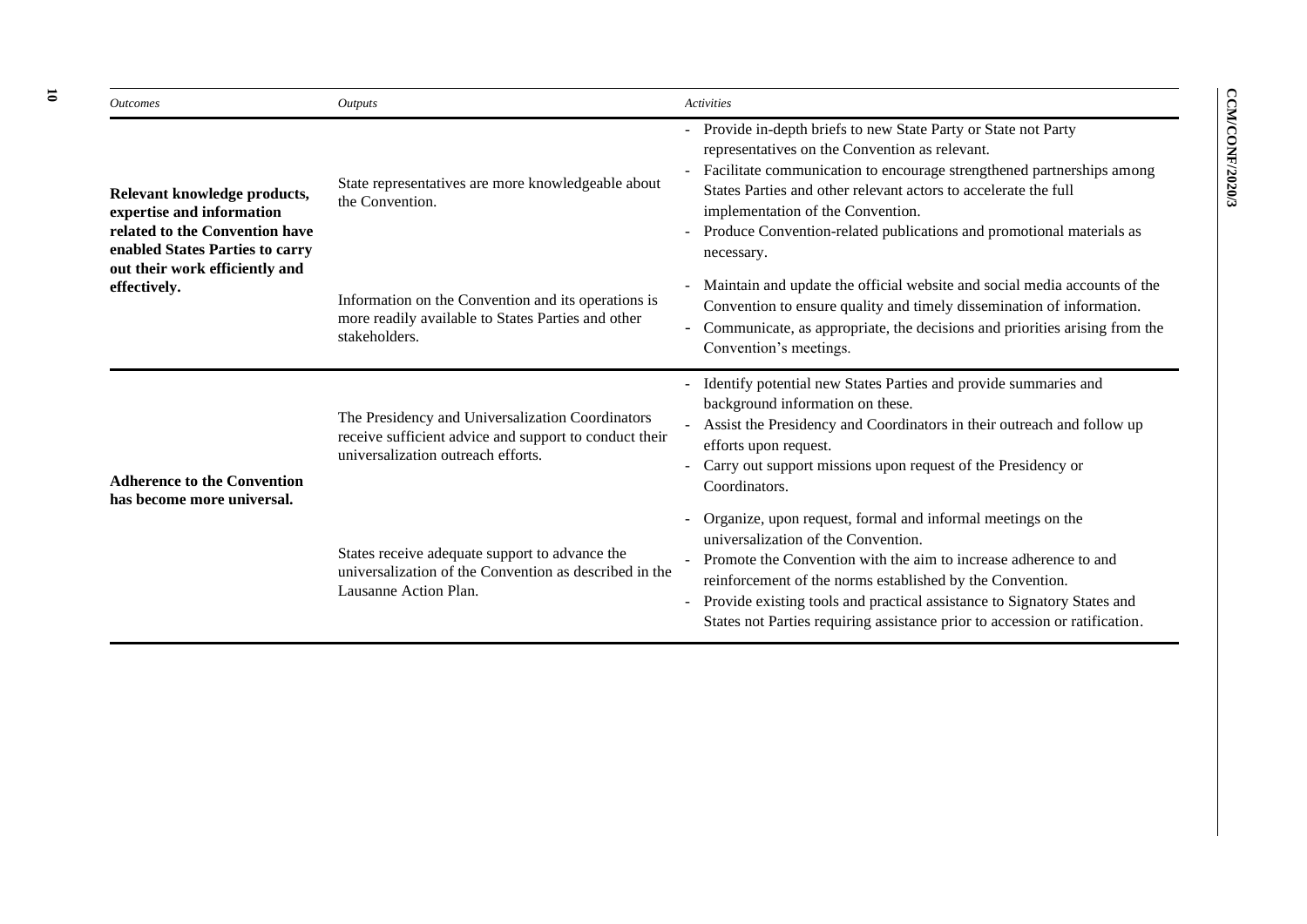| *Outcomes* | *Outputs* | *Activities* |
|---|---|---|
| **Relevant knowledge products, expertise and information related to the Convention have enabled States Parties to carry out their work efficiently and effectively.** | State representatives are more knowledgeable about the Convention. | - Provide in-depth briefs to new State Party or State not Party representatives on the Convention as relevant.<br>- Facilitate communication to encourage strengthened partnerships among States Parties and other relevant actors to accelerate the full implementation of the Convention.<br>- Produce Convention-related publications and promotional materials as necessary. |
| | Information on the Convention and its operations is more readily available to States Parties and other stakeholders. | - Maintain and update the official website and social media accounts of the Convention to ensure quality and timely dissemination of information.<br>- Communicate, as appropriate, the decisions and priorities arising from the Convention's meetings. |
| **Adherence to the Convention has become more universal.** | The Presidency and Universalization Coordinators receive sufficient advice and support to conduct their universalization outreach efforts. | - Identify potential new States Parties and provide summaries and background information on these.<br>- Assist the Presidency and Coordinators in their outreach and follow up efforts upon request.<br>- Carry out support missions upon request of the Presidency or Coordinators. |
| | States receive adequate support to advance the universalization of the Convention as described in the Lausanne Action Plan. | - Organize, upon request, formal and informal meetings on the universalization of the Convention.<br>- Promote the Convention with the aim to increase adherence to and reinforcement of the norms established by the Convention.<br>- Provide existing tools and practical assistance to Signatory States and States not Parties requiring assistance prior to accession or ratification. |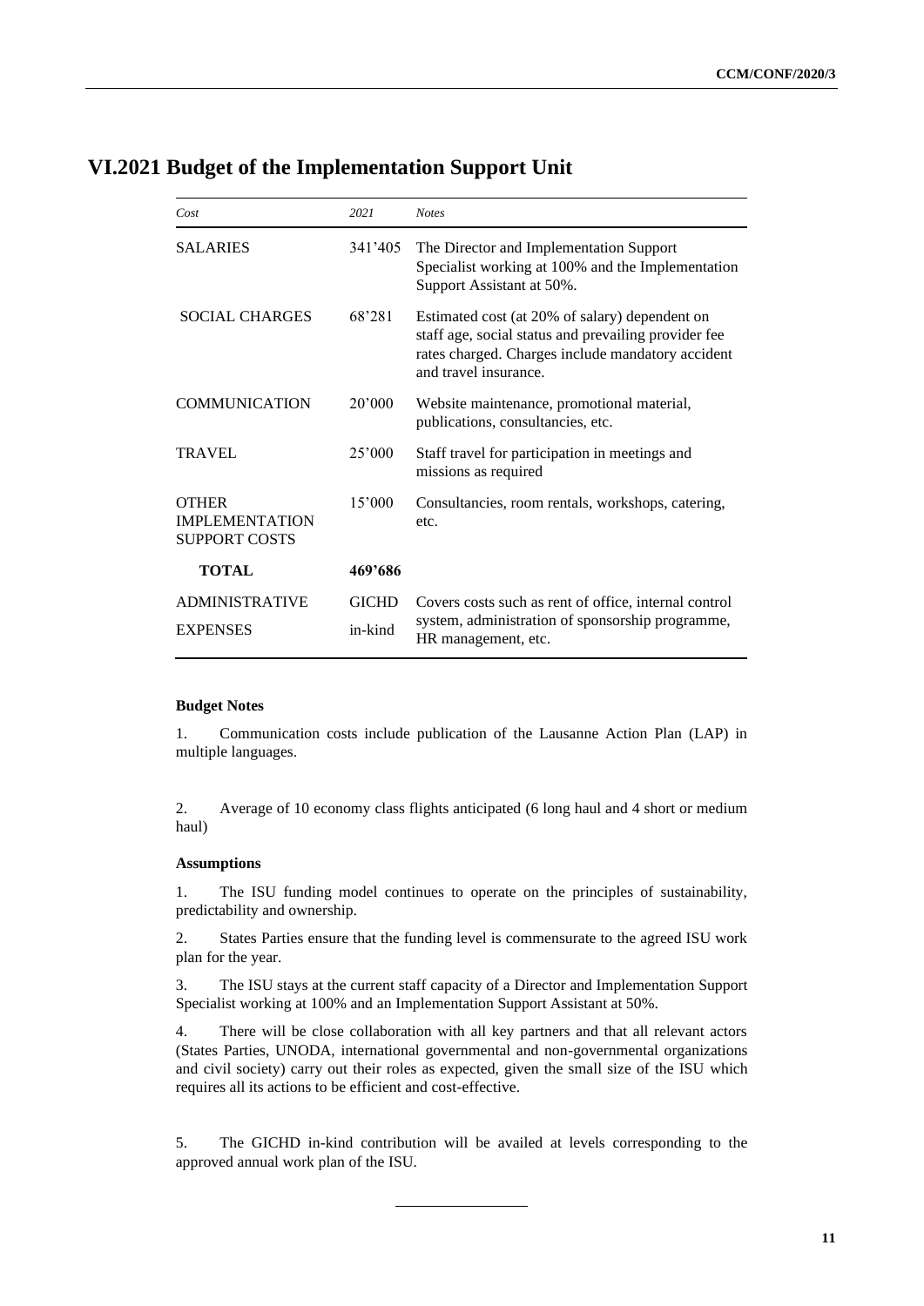# VI.2021 Budget of the Implementation Support Unit

| *Cost* | *2021* | *Notes* |
|---|---|---|
| SALARIES | 341'405 | The Director and Implementation Support Specialist working at 100% and the Implementation Support Assistant at 50%. |
| SOCIAL CHARGES | 68'281 | Estimated cost (at 20% of salary) dependent on staff age, social status and prevailing provider fee rates charged. Charges include mandatory accident and travel insurance. |
| COMMUNICATION | 20'000 | Website maintenance, promotional material, publications, consultancies, etc. |
| TRAVEL | 25'000 | Staff travel for participation in meetings and missions as required |
| OTHER IMPLEMENTATION SUPPORT COSTS | 15'000 | Consultancies, room rentals, workshops, catering, etc. |
| **TOTAL** | **469'686** | |
| ADMINISTRATIVE EXPENSES | GICHD in-kind | Covers costs such as rent of office, internal control system, administration of sponsorship programme, HR management, etc. |

**Budget Notes**

1. Communication costs include publication of the Lausanne Action Plan (LAP) in multiple languages.

2. Average of 10 economy class flights anticipated (6 long haul and 4 short or medium haul)

**Assumptions**

1. The ISU funding model continues to operate on the principles of sustainability, predictability and ownership.

2. States Parties ensure that the funding level is commensurate to the agreed ISU work plan for the year.

3. The ISU stays at the current staff capacity of a Director and Implementation Support Specialist working at 100% and an Implementation Support Assistant at 50%.

4. There will be close collaboration with all key partners and that all relevant actors (States Parties, UNODA, international governmental and non-governmental organizations and civil society) carry out their roles as expected, given the small size of the ISU which requires all its actions to be efficient and cost-effective.

5. The GICHD in-kind contribution will be availed at levels corresponding to the approved annual work plan of the ISU.